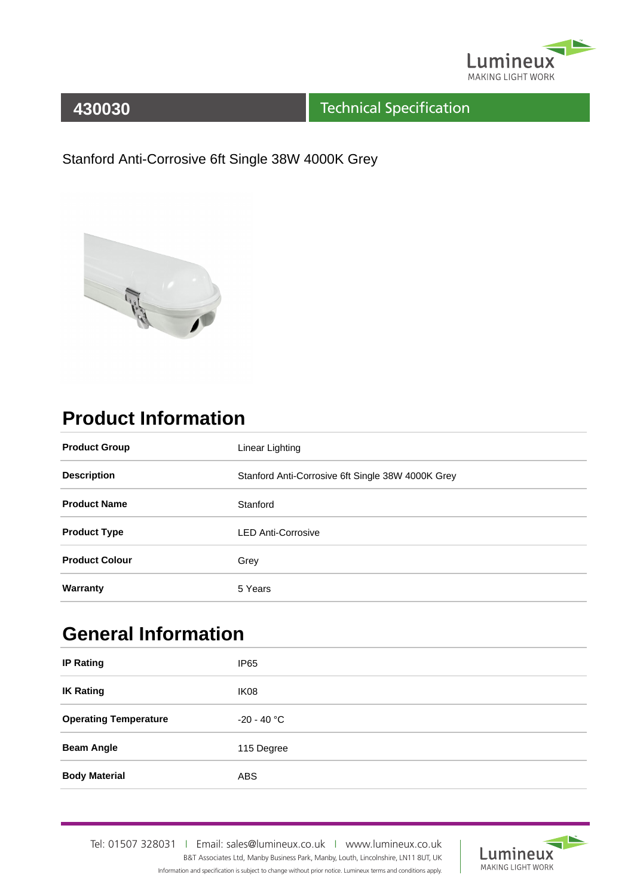# 430030

## Technical Specification

Stanford Anti-Corrosive 6ft Single 38W 4000K Grey

## Product Information

| | |
|---|---|
| **Product Group** | Linear Lighting |
| **Description** | Stanford Anti-Corrosive 6ft Single 38W 4000K Grey |
| **Product Name** | Stanford |
| **Product Type** | LED Anti-Corrosive |
| **Product Colour** | Grey |
| **Warranty** | 5 Years |

## General Information

| | |
|---|---|
| **IP Rating** | IP65 |
| **IK Rating** | IK08 |
| **Operating Temperature** | -20 - 40 °C |
| **Beam Angle** | 115 Degree |
| **Body Material** | ABS |

Tel: 01507 328031 | Email: sales@lumineux.co.uk | www.lumineux.co.uk
B&T Associates Ltd, Manby Business Park, Manby, Louth, Lincolnshire, LN11 8UT, UK
Information and specification is subject to change without prior notice. Lumineux terms and conditions apply.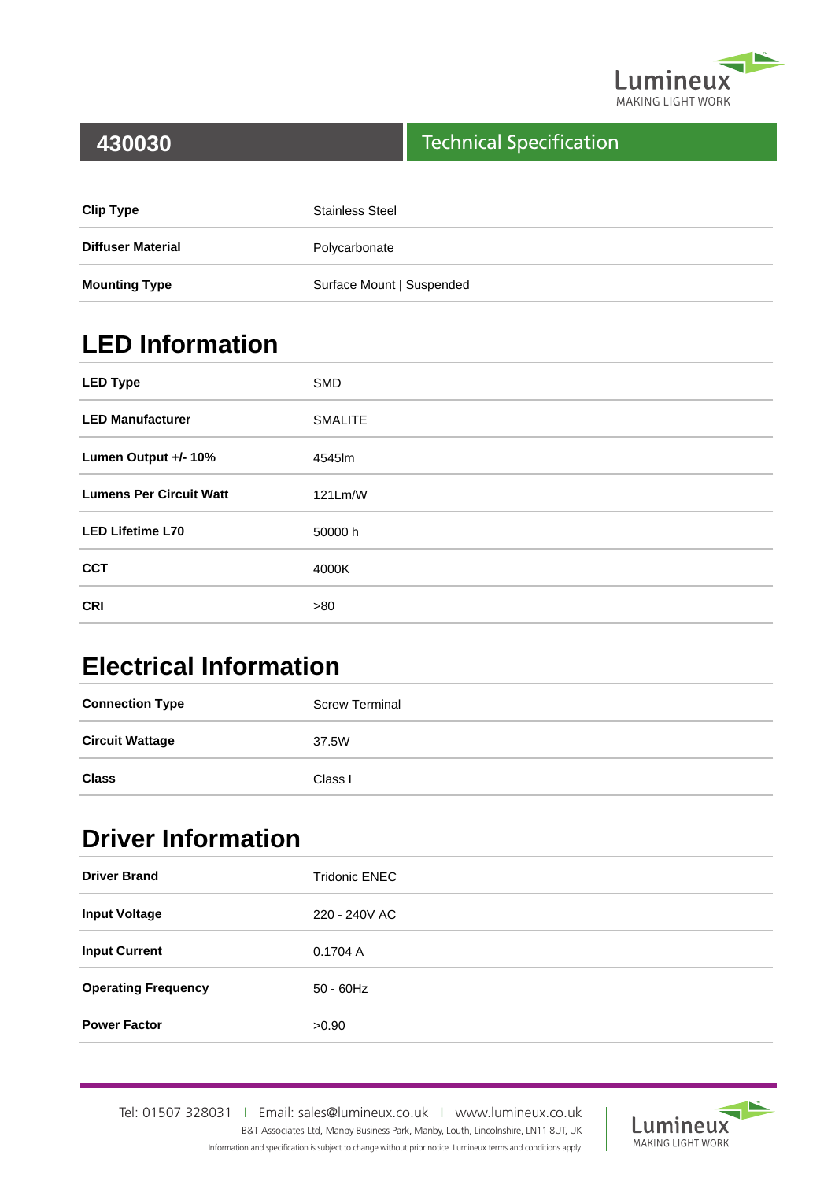## 430030 — Technical Specification

| | |
|---|---|
| **Clip Type** | Stainless Steel |
| **Diffuser Material** | Polycarbonate |
| **Mounting Type** | Surface Mount \| Suspended |

## LED Information

| | |
|---|---|
| **LED Type** | SMD |
| **LED Manufacturer** | SMALITE |
| **Lumen Output +/- 10%** | 4545lm |
| **Lumens Per Circuit Watt** | 121Lm/W |
| **LED Lifetime L70** | 50000 h |
| **CCT** | 4000K |
| **CRI** | >80 |

## Electrical Information

| | |
|---|---|
| **Connection Type** | Screw Terminal |
| **Circuit Wattage** | 37.5W |
| **Class** | Class I |

## Driver Information

| | |
|---|---|
| **Driver Brand** | Tridonic ENEC |
| **Input Voltage** | 220 - 240V AC |
| **Input Current** | 0.1704 A |
| **Operating Frequency** | 50 - 60Hz |
| **Power Factor** | >0.90 |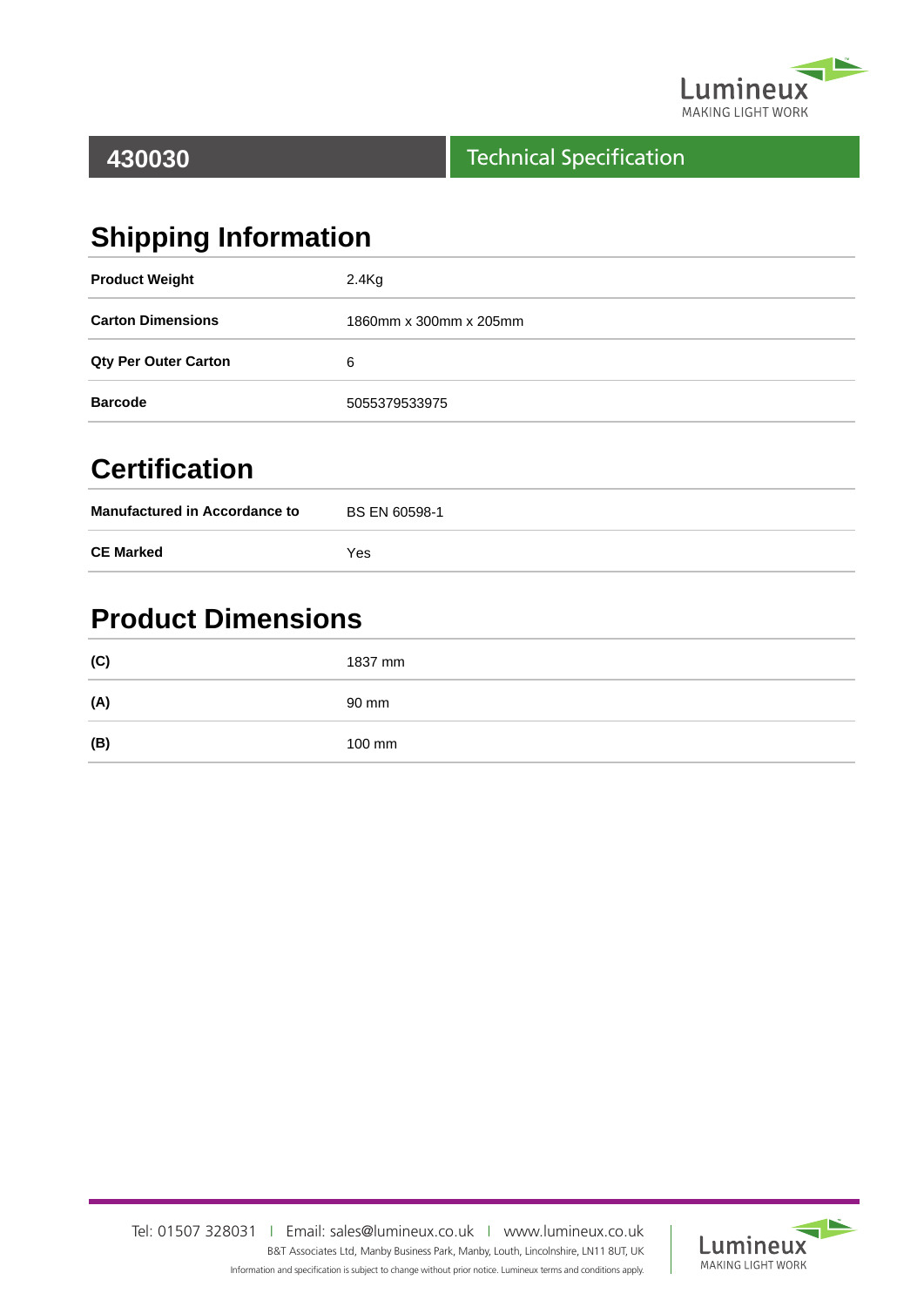# 430030

## Technical Specification

## Shipping Information

| | |
|---|---|
| **Product Weight** | 2.4Kg |
| **Carton Dimensions** | 1860mm x 300mm x 205mm |
| **Qty Per Outer Carton** | 6 |
| **Barcode** | 5055379533975 |

## Certification

| | |
|---|---|
| **Manufactured in Accordance to** | BS EN 60598-1 |
| **CE Marked** | Yes |

## Product Dimensions

| | |
|---|---|
| **(C)** | 1837 mm |
| **(A)** | 90 mm |
| **(B)** | 100 mm |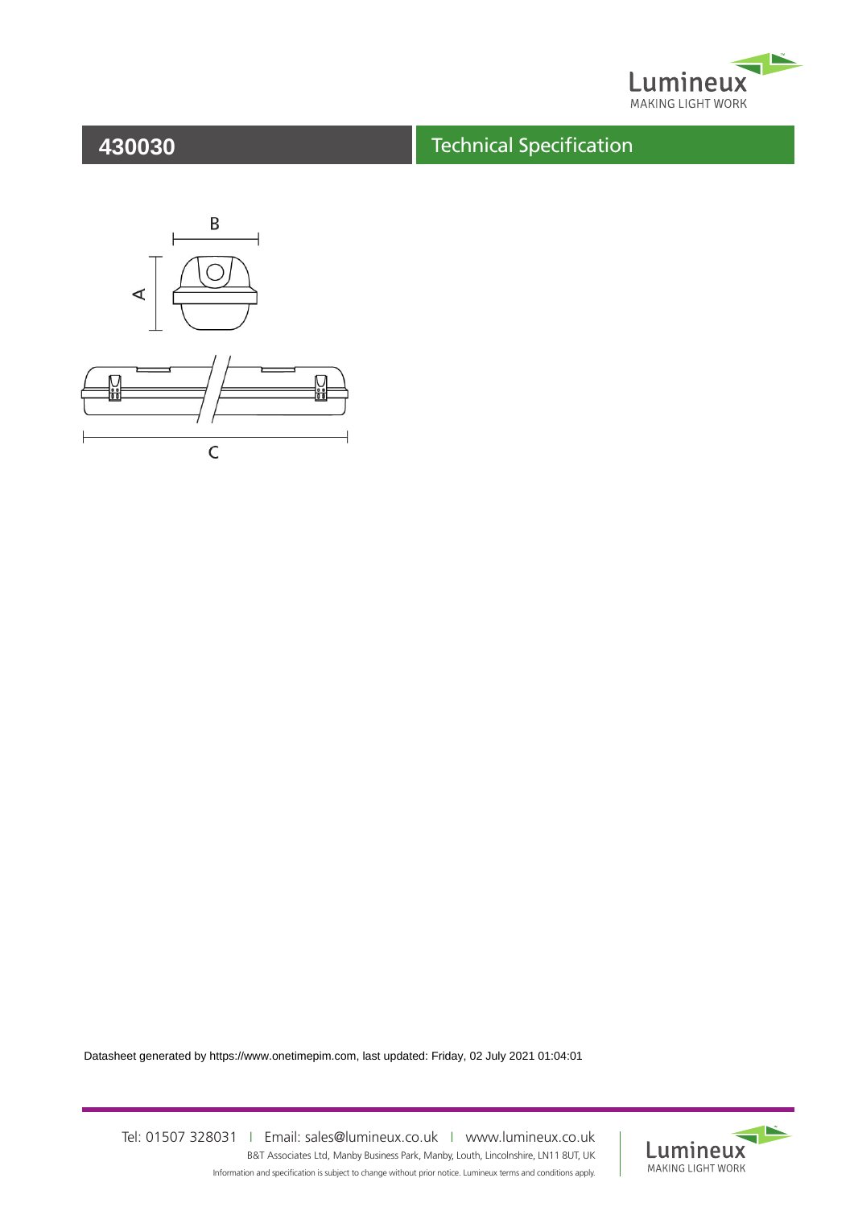# 430030

## Technical Specification

B

A

C

Datasheet generated by https://www.onetimepim.com, last updated: Friday, 02 July 2021 01:04:01

Tel: 01507 328031 | Email: sales@lumineux.co.uk | www.lumineux.co.uk

B&T Associates Ltd, Manby Business Park, Manby, Louth, Lincolnshire, LN11 8UT, UK

Information and specification is subject to change without prior notice. Lumineux terms and conditions apply.